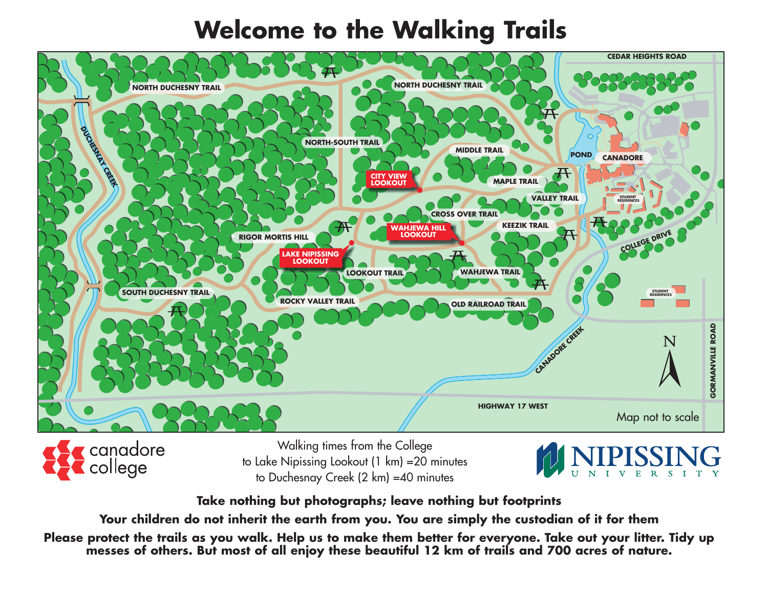# Welcome to the Walking Trails

NORTH DUCHESNY TRAIL

NORTH DUCHESNY TRAIL

CEDAR HEIGHTS ROAD

DUCHESNAY CREEK

NORTH-SOUTH TRAIL

MIDDLE TRAIL

POND

CANADORE

CITY VIEW LOOKOUT

MAPLE TRAIL

VALLEY TRAIL

STUDENT RESIDENCES

CROSS OVER TRAIL

KEEZIK TRAIL

WAHJEWA HILL LOOKOUT

RIGOR MORTIS HILL

COLLEGE DRIVE

LAKE NIPISSING LOOKOUT

LOOKOUT TRAIL

WAHJEWA TRAIL

SOUTH DUCHESNY TRAIL

ROCKY VALLEY TRAIL

OLD RAILROAD TRAIL

STUDENT RESIDENCES

CANADORE CREEK

N

GORMANVILLE ROAD

HIGHWAY 17 WEST

Map not to scale

canadore college

Walking times from the College
to Lake Nipissing Lookout (1 km) =20 minutes
to Duchesnay Creek (2 km) =40 minutes

NIPISSING UNIVERSITY

**Take nothing but photographs; leave nothing but footprints**

**Your children do not inherit the earth from you. You are simply the custodian of it for them**

**Please protect the trails as you walk. Help us to make them better for everyone. Take out your litter. Tidy up messes of others. But most of all enjoy these beautiful 12 km of trails and 700 acres of nature.**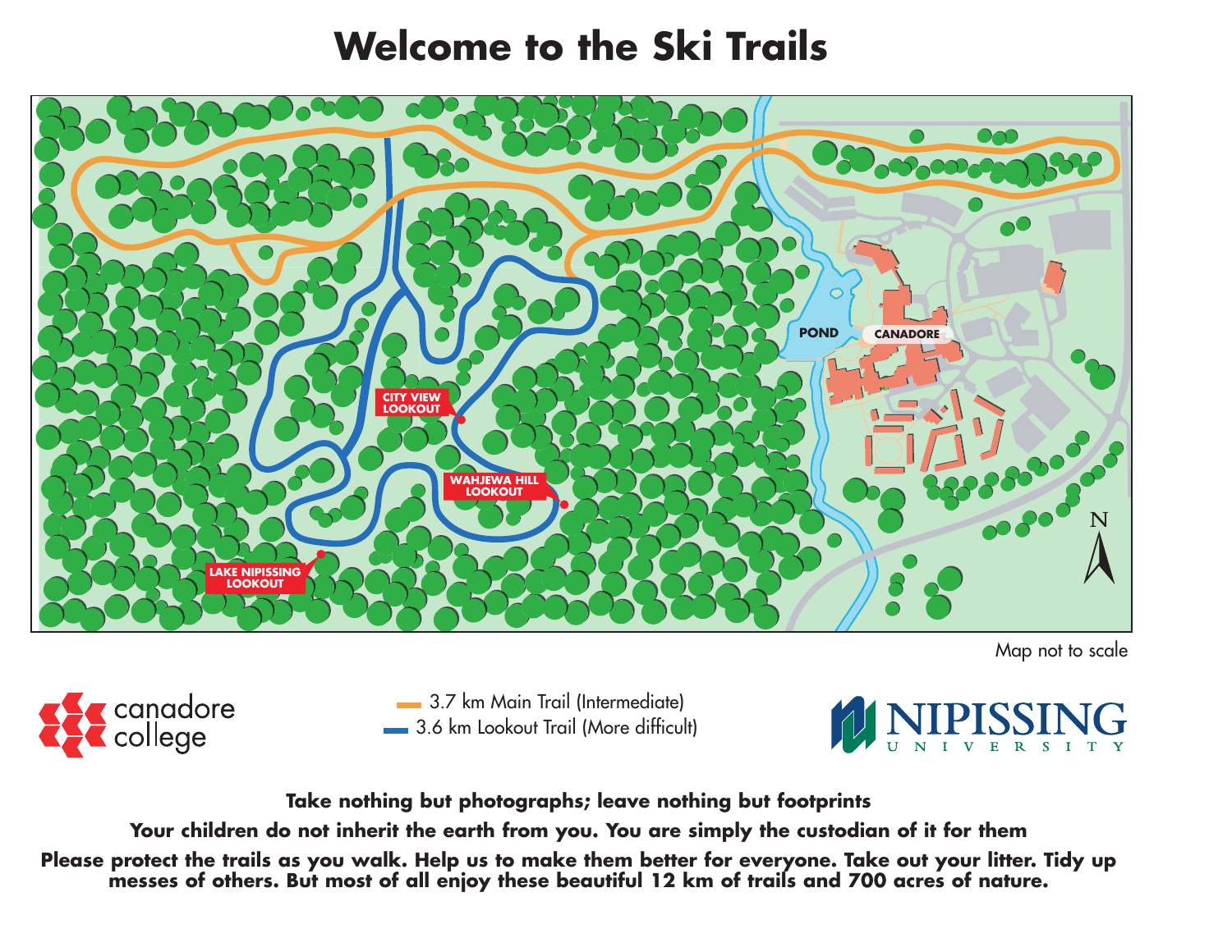# Welcome to the Ski Trails

POND

CANADORE

CITY VIEW LOOKOUT

WAHJEWA HILL LOOKOUT

LAKE NIPISSING LOOKOUT

N

Map not to scale

canadore college

3.7 km Main Trail (Intermediate)

3.6 km Lookout Trail (More difficult)

NIPISSING UNIVERSITY

**Take nothing but photographs; leave nothing but footprints**

**Your children do not inherit the earth from you. You are simply the custodian of it for them**

**Please protect the trails as you walk. Help us to make them better for everyone. Take out your litter. Tidy up messes of others. But most of all enjoy these beautiful 12 km of trails and 700 acres of nature.**